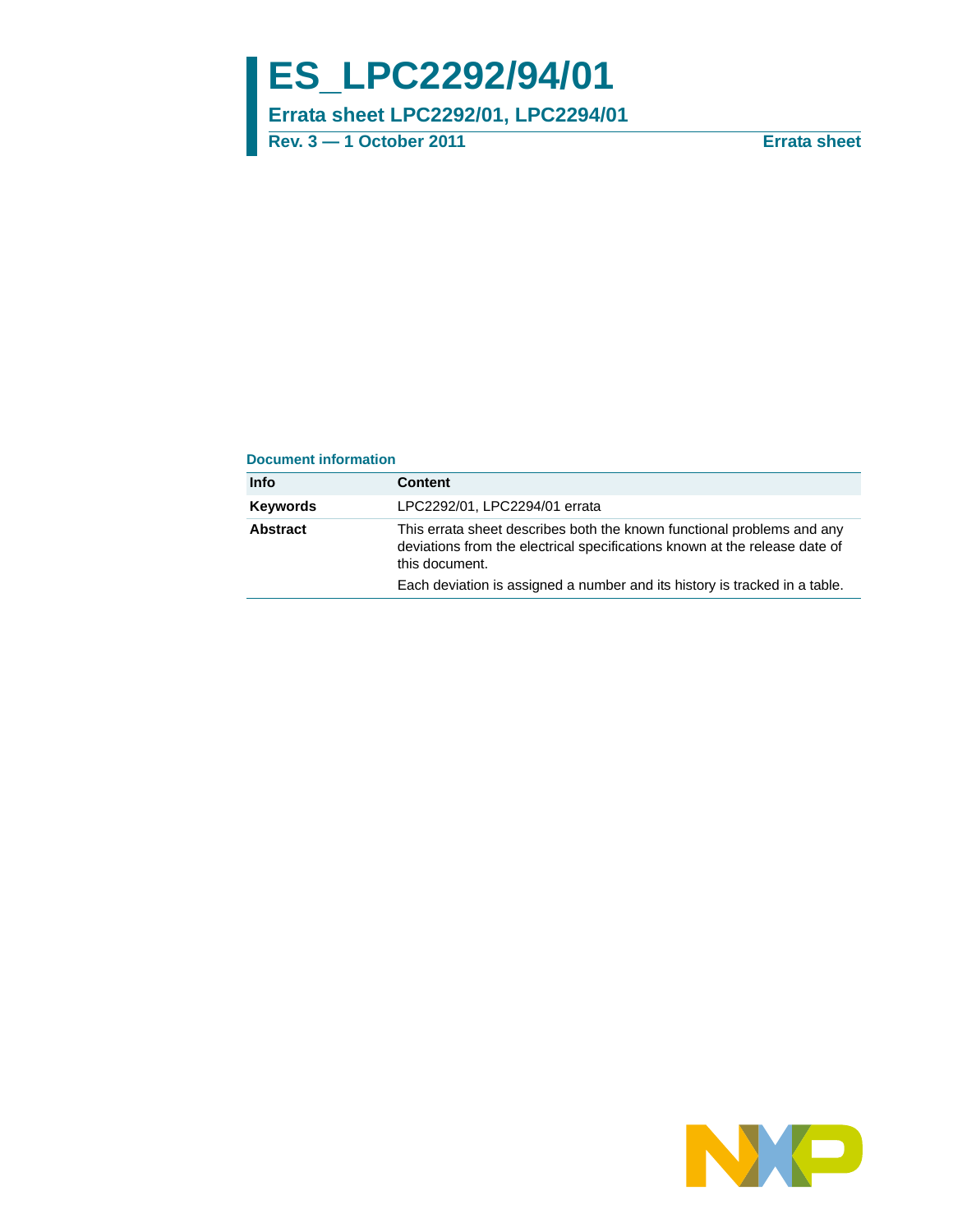# ES_LPC2292/94/01

## Errata sheet LPC2292/01, LPC2294/01

**Rev. 3 — 1 October 2011** **Errata sheet**

### Document information

| Info | Content |
|---|---|
| **Keywords** | LPC2292/01, LPC2294/01 errata |
| **Abstract** | This errata sheet describes both the known functional problems and any deviations from the electrical specifications known at the release date of this document. Each deviation is assigned a number and its history is tracked in a table. |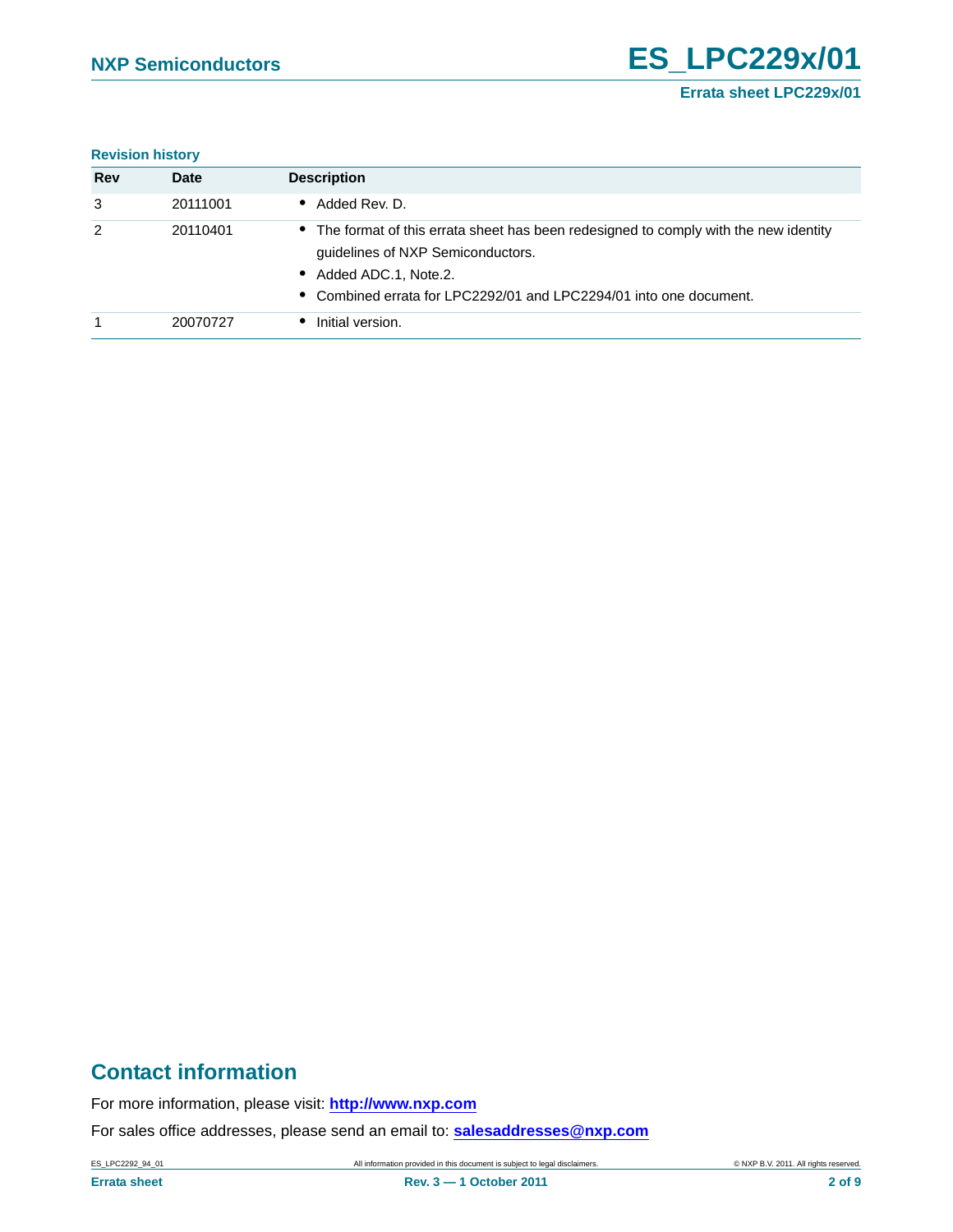**Revision history**

| Rev | Date | Description |
|---|---|---|
| 3 | 20111001 | • Added Rev. D. |
| 2 | 20110401 | • The format of this errata sheet has been redesigned to comply with the new identity guidelines of NXP Semiconductors.<br>• Added ADC.1, Note.2.<br>• Combined errata for LPC2292/01 and LPC2294/01 into one document. |
| 1 | 20070727 | • Initial version. |

## Contact information

For more information, please visit: **http://www.nxp.com**

For sales office addresses, please send an email to: **salesaddresses@nxp.com**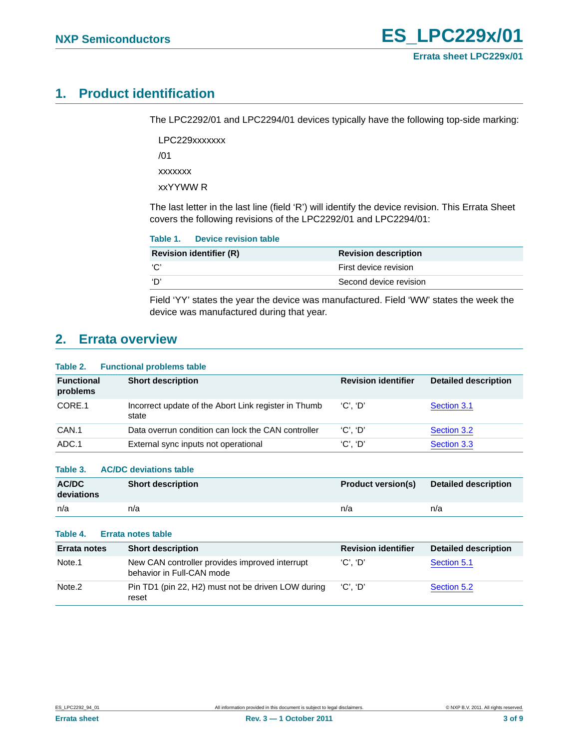## 1. Product identification

The LPC2292/01 and LPC2294/01 devices typically have the following top-side marking:

LPC229xxxxxxx

/01

xxxxxxx

xxYYWW R

The last letter in the last line (field 'R') will identify the device revision. This Errata Sheet covers the following revisions of the LPC2292/01 and LPC2294/01:

**Table 1. Device revision table**

| Revision identifier (R) | Revision description |
|---|---|
| 'C' | First device revision |
| 'D' | Second device revision |

Field 'YY' states the year the device was manufactured. Field 'WW' states the week the device was manufactured during that year.

## 2. Errata overview

**Table 2. Functional problems table**

| Functional problems | Short description | Revision identifier | Detailed description |
|---|---|---|---|
| CORE.1 | Incorrect update of the Abort Link register in Thumb state | 'C', 'D' | Section 3.1 |
| CAN.1 | Data overrun condition can lock the CAN controller | 'C', 'D' | Section 3.2 |
| ADC.1 | External sync inputs not operational | 'C', 'D' | Section 3.3 |

**Table 3. AC/DC deviations table**

| AC/DC deviations | Short description | Product version(s) | Detailed description |
|---|---|---|---|
| n/a | n/a | n/a | n/a |

**Table 4. Errata notes table**

| Errata notes | Short description | Revision identifier | Detailed description |
|---|---|---|---|
| Note.1 | New CAN controller provides improved interrupt behavior in Full-CAN mode | 'C', 'D' | Section 5.1 |
| Note.2 | Pin TD1 (pin 22, H2) must not be driven LOW during reset | 'C', 'D' | Section 5.2 |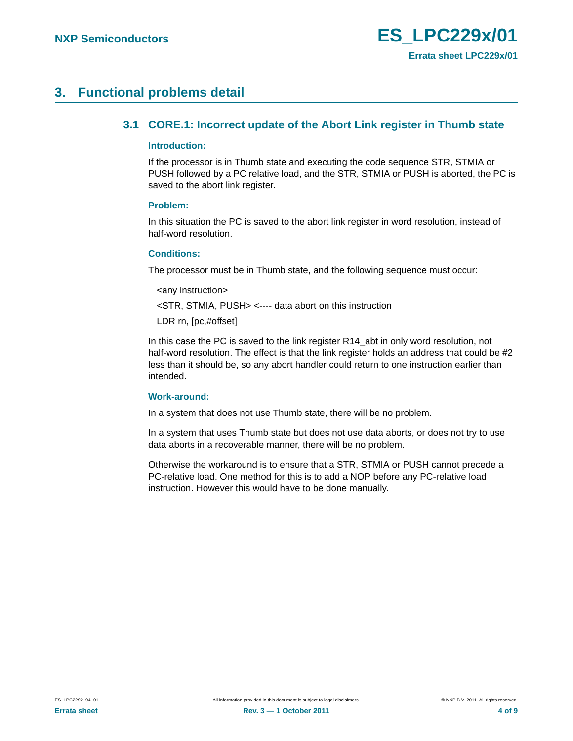## 3. Functional problems detail

### 3.1 CORE.1: Incorrect update of the Abort Link register in Thumb state

**Introduction:**

If the processor is in Thumb state and executing the code sequence STR, STMIA or PUSH followed by a PC relative load, and the STR, STMIA or PUSH is aborted, the PC is saved to the abort link register.

**Problem:**

In this situation the PC is saved to the abort link register in word resolution, instead of half-word resolution.

**Conditions:**

The processor must be in Thumb state, and the following sequence must occur:

```
<any instruction>
<STR, STMIA, PUSH> <---- data abort on this instruction
LDR rn, [pc,#offset]
```

In this case the PC is saved to the link register R14_abt in only word resolution, not half-word resolution. The effect is that the link register holds an address that could be #2 less than it should be, so any abort handler could return to one instruction earlier than intended.

**Work-around:**

In a system that does not use Thumb state, there will be no problem.

In a system that uses Thumb state but does not use data aborts, or does not try to use data aborts in a recoverable manner, there will be no problem.

Otherwise the workaround is to ensure that a STR, STMIA or PUSH cannot precede a PC-relative load. One method for this is to add a NOP before any PC-relative load instruction. However this would have to be done manually.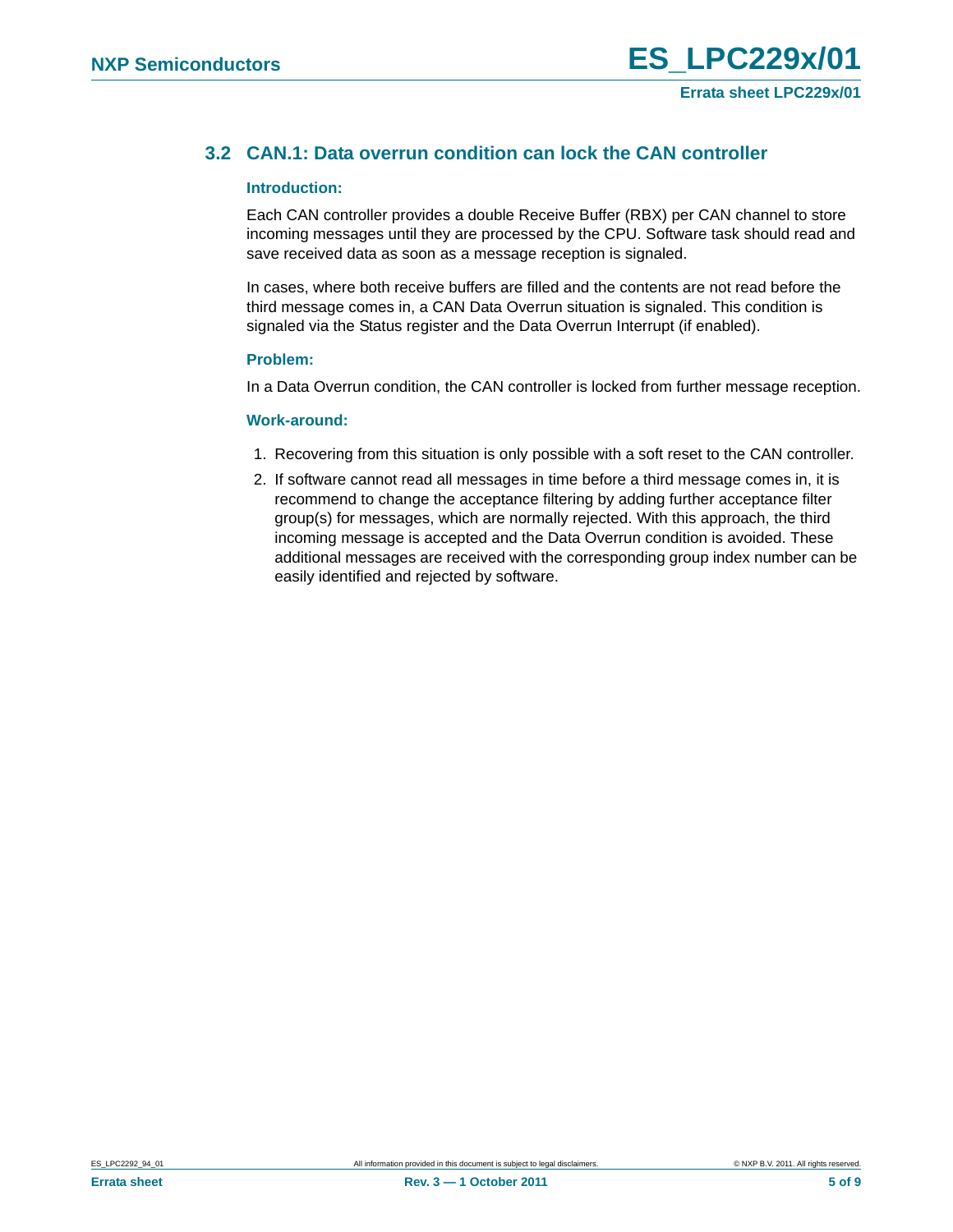## 3.2 CAN.1: Data overrun condition can lock the CAN controller

#### Introduction:

Each CAN controller provides a double Receive Buffer (RBX) per CAN channel to store incoming messages until they are processed by the CPU. Software task should read and save received data as soon as a message reception is signaled.

In cases, where both receive buffers are filled and the contents are not read before the third message comes in, a CAN Data Overrun situation is signaled. This condition is signaled via the Status register and the Data Overrun Interrupt (if enabled).

#### Problem:

In a Data Overrun condition, the CAN controller is locked from further message reception.

#### Work-around:

1. Recovering from this situation is only possible with a soft reset to the CAN controller.
2. If software cannot read all messages in time before a third message comes in, it is recommend to change the acceptance filtering by adding further acceptance filter group(s) for messages, which are normally rejected. With this approach, the third incoming message is accepted and the Data Overrun condition is avoided. These additional messages are received with the corresponding group index number can be easily identified and rejected by software.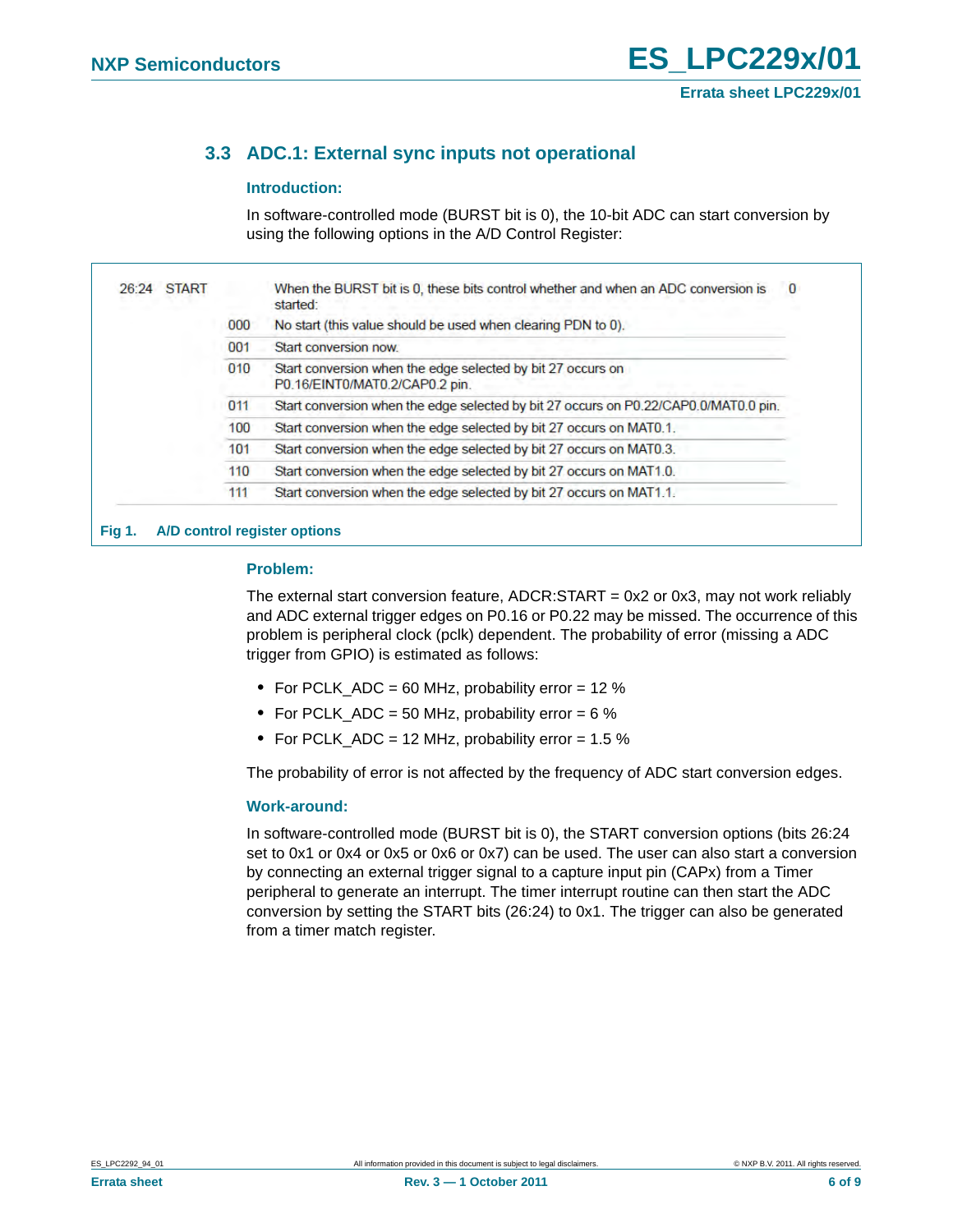### 3.3 ADC.1: External sync inputs not operational

#### Introduction:

In software-controlled mode (BURST bit is 0), the 10-bit ADC can start conversion by using the following options in the A/D Control Register:

| Bit | Symbol | Value | Description | Reset value |
|---|---|---|---|---|
| 26:24 | START | | When the BURST bit is 0, these bits control whether and when an ADC conversion is started: | 0 |
| | | 000 | No start (this value should be used when clearing PDN to 0). | |
| | | 001 | Start conversion now. | |
| | | 010 | Start conversion when the edge selected by bit 27 occurs on P0.16/EINT0/MAT0.2/CAP0.2 pin. | |
| | | 011 | Start conversion when the edge selected by bit 27 occurs on P0.22/CAP0.0/MAT0.0 pin. | |
| | | 100 | Start conversion when the edge selected by bit 27 occurs on MAT0.1. | |
| | | 101 | Start conversion when the edge selected by bit 27 occurs on MAT0.3. | |
| | | 110 | Start conversion when the edge selected by bit 27 occurs on MAT1.0. | |
| | | 111 | Start conversion when the edge selected by bit 27 occurs on MAT1.1. | |

**Fig 1. A/D control register options**

#### Problem:

The external start conversion feature, ADCR:START = 0x2 or 0x3, may not work reliably and ADC external trigger edges on P0.16 or P0.22 may be missed. The occurrence of this problem is peripheral clock (pclk) dependent. The probability of error (missing a ADC trigger from GPIO) is estimated as follows:

- For PCLK_ADC = 60 MHz, probability error = 12 %
- For PCLK_ADC = 50 MHz, probability error = 6 %
- For PCLK_ADC = 12 MHz, probability error = 1.5 %

The probability of error is not affected by the frequency of ADC start conversion edges.

#### Work-around:

In software-controlled mode (BURST bit is 0), the START conversion options (bits 26:24 set to 0x1 or 0x4 or 0x5 or 0x6 or 0x7) can be used. The user can also start a conversion by connecting an external trigger signal to a capture input pin (CAPx) from a Timer peripheral to generate an interrupt. The timer interrupt routine can then start the ADC conversion by setting the START bits (26:24) to 0x1. The trigger can also be generated from a timer match register.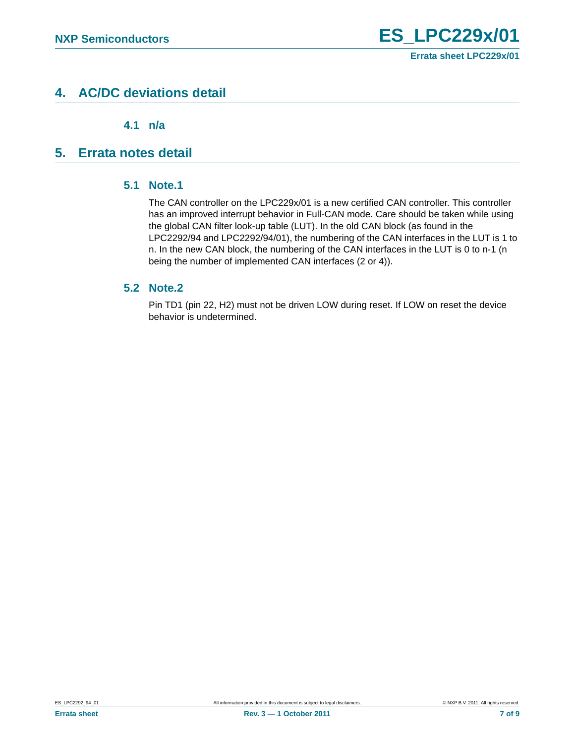## 4. AC/DC deviations detail

### 4.1 n/a

## 5. Errata notes detail

### 5.1 Note.1

The CAN controller on the LPC229x/01 is a new certified CAN controller. This controller has an improved interrupt behavior in Full-CAN mode. Care should be taken while using the global CAN filter look-up table (LUT). In the old CAN block (as found in the LPC2292/94 and LPC2292/94/01), the numbering of the CAN interfaces in the LUT is 1 to n. In the new CAN block, the numbering of the CAN interfaces in the LUT is 0 to n-1 (n being the number of implemented CAN interfaces (2 or 4)).

### 5.2 Note.2

Pin TD1 (pin 22, H2) must not be driven LOW during reset. If LOW on reset the device behavior is undetermined.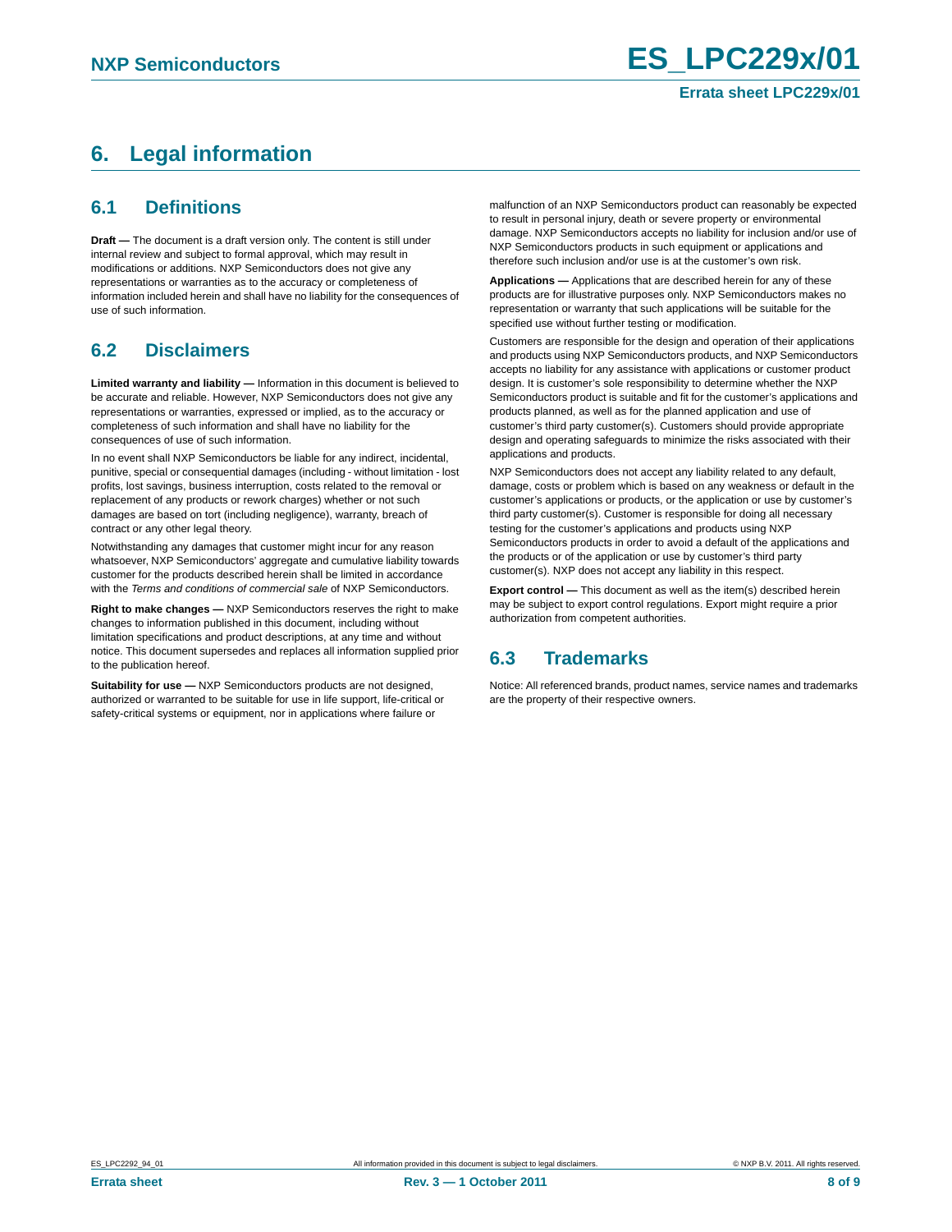# 6. Legal information

## 6.1 Definitions

**Draft —** The document is a draft version only. The content is still under internal review and subject to formal approval, which may result in modifications or additions. NXP Semiconductors does not give any representations or warranties as to the accuracy or completeness of information included herein and shall have no liability for the consequences of use of such information.

## 6.2 Disclaimers

**Limited warranty and liability —** Information in this document is believed to be accurate and reliable. However, NXP Semiconductors does not give any representations or warranties, expressed or implied, as to the accuracy or completeness of such information and shall have no liability for the consequences of use of such information.

In no event shall NXP Semiconductors be liable for any indirect, incidental, punitive, special or consequential damages (including - without limitation - lost profits, lost savings, business interruption, costs related to the removal or replacement of any products or rework charges) whether or not such damages are based on tort (including negligence), warranty, breach of contract or any other legal theory.

Notwithstanding any damages that customer might incur for any reason whatsoever, NXP Semiconductors' aggregate and cumulative liability towards customer for the products described herein shall be limited in accordance with the *Terms and conditions of commercial sale* of NXP Semiconductors.

**Right to make changes —** NXP Semiconductors reserves the right to make changes to information published in this document, including without limitation specifications and product descriptions, at any time and without notice. This document supersedes and replaces all information supplied prior to the publication hereof.

**Suitability for use —** NXP Semiconductors products are not designed, authorized or warranted to be suitable for use in life support, life-critical or safety-critical systems or equipment, nor in applications where failure or malfunction of an NXP Semiconductors product can reasonably be expected to result in personal injury, death or severe property or environmental damage. NXP Semiconductors accepts no liability for inclusion and/or use of NXP Semiconductors products in such equipment or applications and therefore such inclusion and/or use is at the customer's own risk.

**Applications —** Applications that are described herein for any of these products are for illustrative purposes only. NXP Semiconductors makes no representation or warranty that such applications will be suitable for the specified use without further testing or modification.

Customers are responsible for the design and operation of their applications and products using NXP Semiconductors products, and NXP Semiconductors accepts no liability for any assistance with applications or customer product design. It is customer's sole responsibility to determine whether the NXP Semiconductors product is suitable and fit for the customer's applications and products planned, as well as for the planned application and use of customer's third party customer(s). Customers should provide appropriate design and operating safeguards to minimize the risks associated with their applications and products.

NXP Semiconductors does not accept any liability related to any default, damage, costs or problem which is based on any weakness or default in the customer's applications or products, or the application or use by customer's third party customer(s). Customer is responsible for doing all necessary testing for the customer's applications and products using NXP Semiconductors products in order to avoid a default of the applications and the products or of the application or use by customer's third party customer(s). NXP does not accept any liability in this respect.

**Export control —** This document as well as the item(s) described herein may be subject to export control regulations. Export might require a prior authorization from competent authorities.

## 6.3 Trademarks

Notice: All referenced brands, product names, service names and trademarks are the property of their respective owners.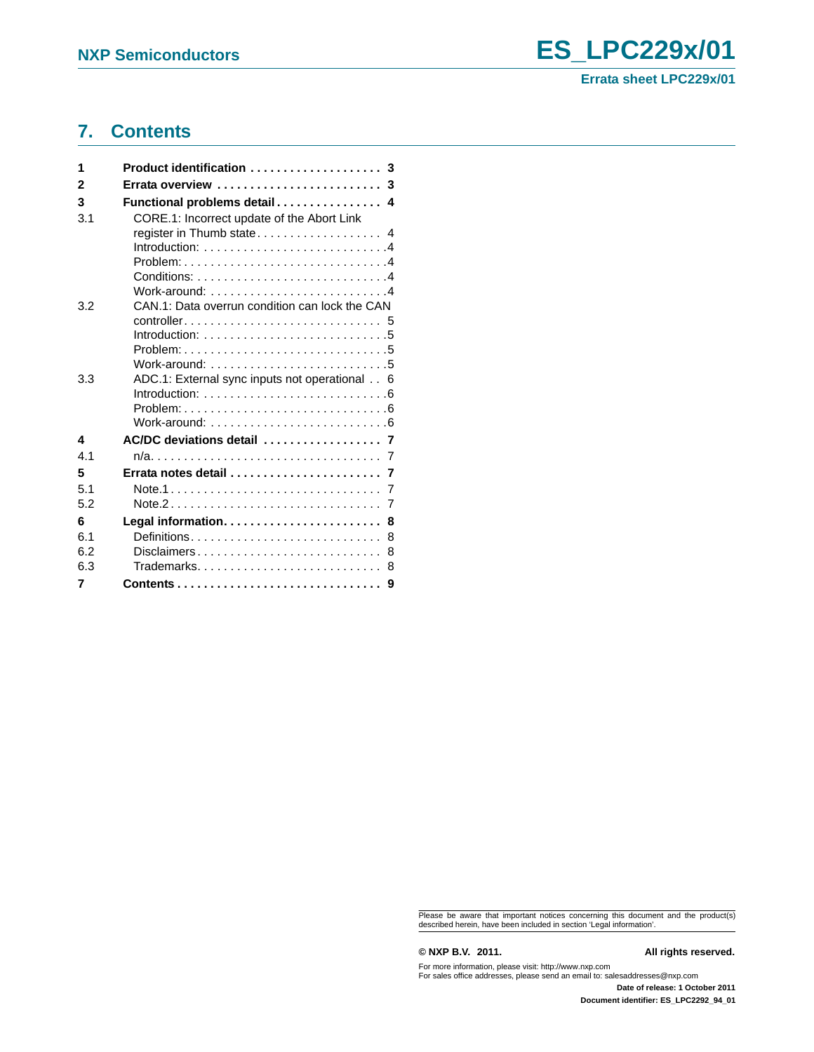## 7. Contents

| | | |
|---|---|---|
| **1** | **Product identification** | **3** |
| **2** | **Errata overview** | **3** |
| **3** | **Functional problems detail** | **4** |
| 3.1 | CORE.1: Incorrect update of the Abort Link register in Thumb state | 4 |
| | Introduction: | 4 |
| | Problem: | 4 |
| | Conditions: | 4 |
| | Work-around: | 4 |
| 3.2 | CAN.1: Data overrun condition can lock the CAN controller | 5 |
| | Introduction: | 5 |
| | Problem: | 5 |
| | Work-around: | 5 |
| 3.3 | ADC.1: External sync inputs not operational | 6 |
| | Introduction: | 6 |
| | Problem: | 6 |
| | Work-around: | 6 |
| **4** | **AC/DC deviations detail** | **7** |
| 4.1 | n/a. | 7 |
| **5** | **Errata notes detail** | **7** |
| 5.1 | Note.1 | 7 |
| 5.2 | Note.2 | 7 |
| **6** | **Legal information** | **8** |
| 6.1 | Definitions | 8 |
| 6.2 | Disclaimers | 8 |
| 6.3 | Trademarks | 8 |
| **7** | **Contents** | **9** |

Please be aware that important notices concerning this document and the product(s) described herein, have been included in section 'Legal information'.

**© NXP B.V. 2011.** **All rights reserved.**

For more information, please visit: http://www.nxp.com
For sales office addresses, please send an email to: salesaddresses@nxp.com

**Date of release: 1 October 2011**

**Document identifier: ES_LPC2292_94_01**